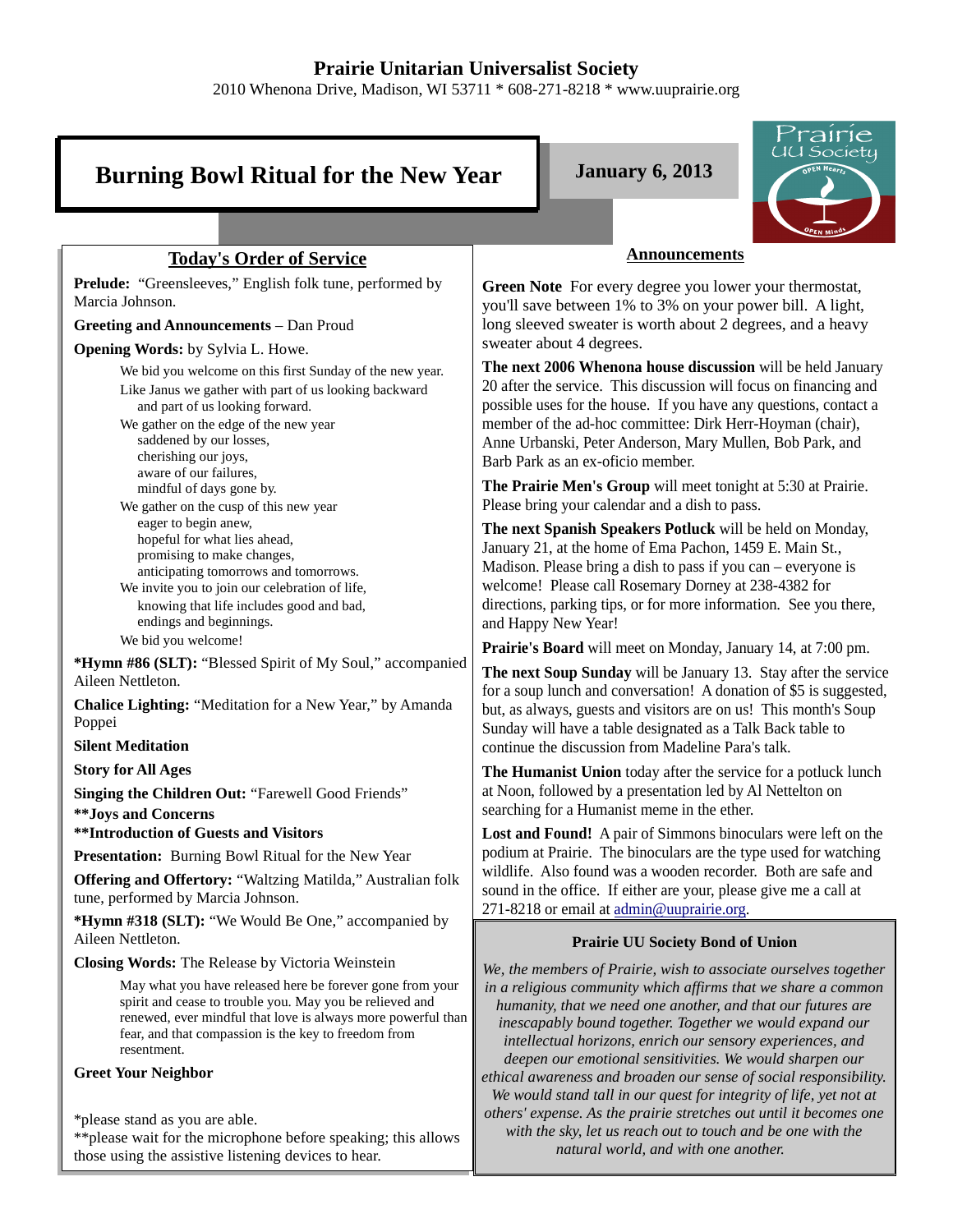# Prairie Unitarian Universalist Society

2010 Whenona Drive, Madison, WI 53711 * 608-271-8218 * www.uuprairie.org

## Burning Bowl Ritual for the New Year

**January 6, 2013**

### Today's Order of Service

**Prelude:** "Greensleeves," English folk tune, performed by Marcia Johnson.

**Greeting and Announcements** – Dan Proud

**Opening Words:** by Sylvia L. Howe.

> We bid you welcome on this first Sunday of the new year.
> Like Janus we gather with part of us looking backward
> and part of us looking forward.
> We gather on the edge of the new year
> saddened by our losses,
> cherishing our joys,
> aware of our failures,
> mindful of days gone by.
> We gather on the cusp of this new year
> eager to begin anew,
> hopeful for what lies ahead,
> promising to make changes,
> anticipating tomorrows and tomorrows.
> We invite you to join our celebration of life,
> knowing that life includes good and bad,
> endings and beginnings.
> We bid you welcome!

***Hymn #86 (SLT):** "Blessed Spirit of My Soul," accompanied Aileen Nettleton.

**Chalice Lighting:** "Meditation for a New Year," by Amanda Poppei

**Silent Meditation**

**Story for All Ages**

**Singing the Children Out:** "Farewell Good Friends"

****Joys and Concerns**

****Introduction of Guests and Visitors**

**Presentation:** Burning Bowl Ritual for the New Year

**Offering and Offertory:** "Waltzing Matilda," Australian folk tune, performed by Marcia Johnson.

***Hymn #318 (SLT):** "We Would Be One," accompanied by Aileen Nettleton.

**Closing Words:** The Release by Victoria Weinstein

> May what you have released here be forever gone from your spirit and cease to trouble you. May you be relieved and renewed, ever mindful that love is always more powerful than fear, and that compassion is the key to freedom from resentment.

**Greet Your Neighbor**

*please stand as you are able.
**please wait for the microphone before speaking; this allows those using the assistive listening devices to hear.

### Announcements

**Green Note** For every degree you lower your thermostat, you'll save between 1% to 3% on your power bill. A light, long sleeved sweater is worth about 2 degrees, and a heavy sweater about 4 degrees.

**The next 2006 Whenona house discussion** will be held January 20 after the service. This discussion will focus on financing and possible uses for the house. If you have any questions, contact a member of the ad-hoc committee: Dirk Herr-Hoyman (chair), Anne Urbanski, Peter Anderson, Mary Mullen, Bob Park, and Barb Park as an ex-oficio member.

**The Prairie Men's Group** will meet tonight at 5:30 at Prairie. Please bring your calendar and a dish to pass.

**The next Spanish Speakers Potluck** will be held on Monday, January 21, at the home of Ema Pachon, 1459 E. Main St., Madison. Please bring a dish to pass if you can – everyone is welcome! Please call Rosemary Dorney at 238-4382 for directions, parking tips, or for more information. See you there, and Happy New Year!

**Prairie's Board** will meet on Monday, January 14, at 7:00 pm.

**The next Soup Sunday** will be January 13. Stay after the service for a soup lunch and conversation! A donation of $5 is suggested, but, as always, guests and visitors are on us! This month's Soup Sunday will have a table designated as a Talk Back table to continue the discussion from Madeline Para's talk.

**The Humanist Union** today after the service for a potluck lunch at Noon, followed by a presentation led by Al Nettelton on searching for a Humanist meme in the ether.

**Lost and Found!** A pair of Simmons binoculars were left on the podium at Prairie. The binoculars are the type used for watching wildlife. Also found was a wooden recorder. Both are safe and sound in the office. If either are your, please give me a call at 271-8218 or email at admin@uuprairie.org.

**Prairie UU Society Bond of Union**

*We, the members of Prairie, wish to associate ourselves together in a religious community which affirms that we share a common humanity, that we need one another, and that our futures are inescapably bound together. Together we would expand our intellectual horizons, enrich our sensory experiences, and deepen our emotional sensitivities. We would sharpen our ethical awareness and broaden our sense of social responsibility. We would stand tall in our quest for integrity of life, yet not at others' expense. As the prairie stretches out until it becomes one with the sky, let us reach out to touch and be one with the natural world, and with one another.*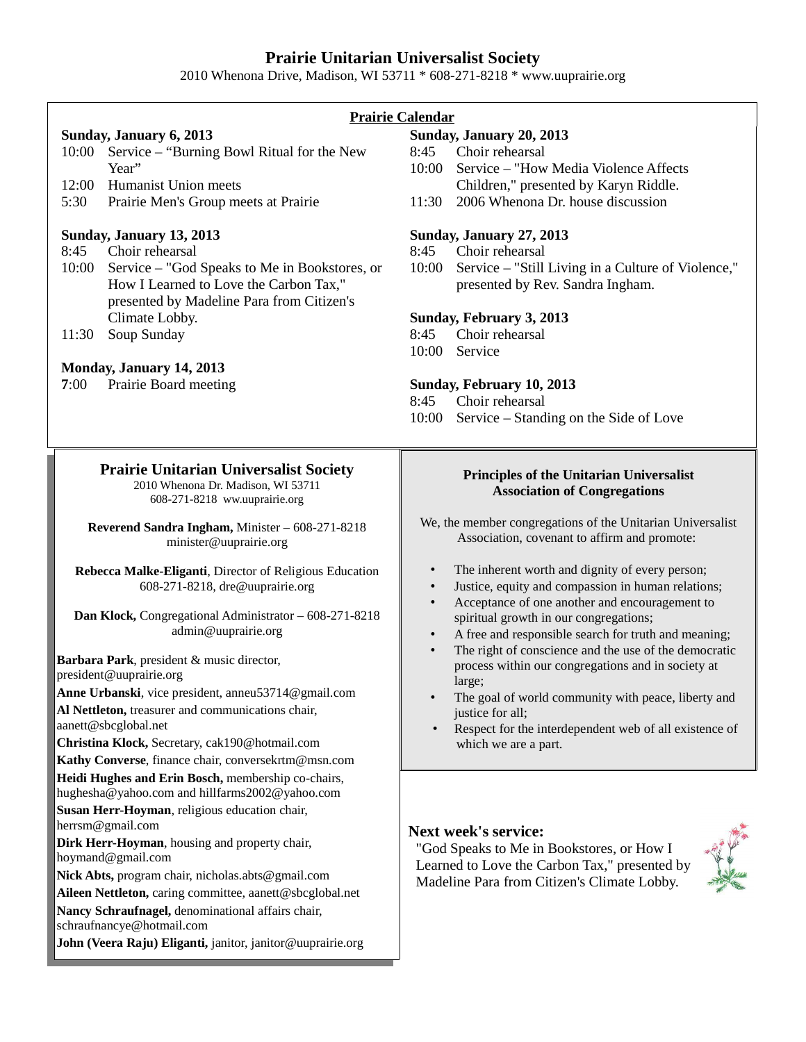# Prairie Unitarian Universalist Society

2010 Whenona Drive, Madison, WI 53711 * 608-271-8218 * www.uuprairie.org

## Prairie Calendar

**Sunday, January 6, 2013**

- 10:00 Service – “Burning Bowl Ritual for the New Year”
- 12:00 Humanist Union meets
- 5:30 Prairie Men's Group meets at Prairie

**Sunday, January 13, 2013**

- 8:45 Choir rehearsal
- 10:00 Service – "God Speaks to Me in Bookstores, or How I Learned to Love the Carbon Tax," presented by Madeline Para from Citizen's Climate Lobby.
- 11:30 Soup Sunday

**Monday, January 14, 2013**

- **7**:00 Prairie Board meeting

**Sunday, January 20, 2013**

- 8:45 Choir rehearsal
- 10:00 Service – "How Media Violence Affects Children," presented by Karyn Riddle.
- 11:30 2006 Whenona Dr. house discussion

**Sunday, January 27, 2013**

- 8:45 Choir rehearsal
- 10:00 Service – "Still Living in a Culture of Violence," presented by Rev. Sandra Ingham.

**Sunday, February 3, 2013**

- 8:45 Choir rehearsal
- 10:00 Service

**Sunday, February 10, 2013**

- 8:45 Choir rehearsal
- 10:00 Service – Standing on the Side of Love

## Prairie Unitarian Universalist Society

2010 Whenona Dr. Madison, WI 53711
608-271-8218 ww.uuprairie.org

**Reverend Sandra Ingham,** Minister – 608-271-8218
minister@uuprairie.org

**Rebecca Malke-Eliganti**, Director of Religious Education
608-271-8218, dre@uuprairie.org

**Dan Klock,** Congregational Administrator – 608-271-8218
admin@uuprairie.org

**Barbara Park**, president & music director, president@uuprairie.org

**Anne Urbanski**, vice president, anneu53714@gmail.com

**Al Nettleton,** treasurer and communications chair, aanett@sbcglobal.net

**Christina Klock,** Secretary, cak190@hotmail.com

**Kathy Converse**, finance chair, conversekrtm@msn.com

**Heidi Hughes and Erin Bosch,** membership co-chairs, hughesha@yahoo.com and hillfarms2002@yahoo.com

**Susan Herr-Hoyman**, religious education chair, herrsm@gmail.com

**Dirk Herr-Hoyman**, housing and property chair, hoymand@gmail.com

**Nick Abts,** program chair, nicholas.abts@gmail.com

**Aileen Nettleton,** caring committee, aanett@sbcglobal.net

**Nancy Schraufnagel,** denominational affairs chair, schraufnancye@hotmail.com

**John (Veera Raju) Eliganti,** janitor, janitor@uuprairie.org

### Principles of the Unitarian Universalist Association of Congregations

We, the member congregations of the Unitarian Universalist Association, covenant to affirm and promote:

- The inherent worth and dignity of every person;
- Justice, equity and compassion in human relations;
- Acceptance of one another and encouragement to spiritual growth in our congregations;
- A free and responsible search for truth and meaning;
- The right of conscience and the use of the democratic process within our congregations and in society at large;
- The goal of world community with peace, liberty and justice for all;
- Respect for the interdependent web of all existence of which we are a part.

**Next week's service:**

"God Speaks to Me in Bookstores, or How I Learned to Love the Carbon Tax," presented by Madeline Para from Citizen's Climate Lobby.